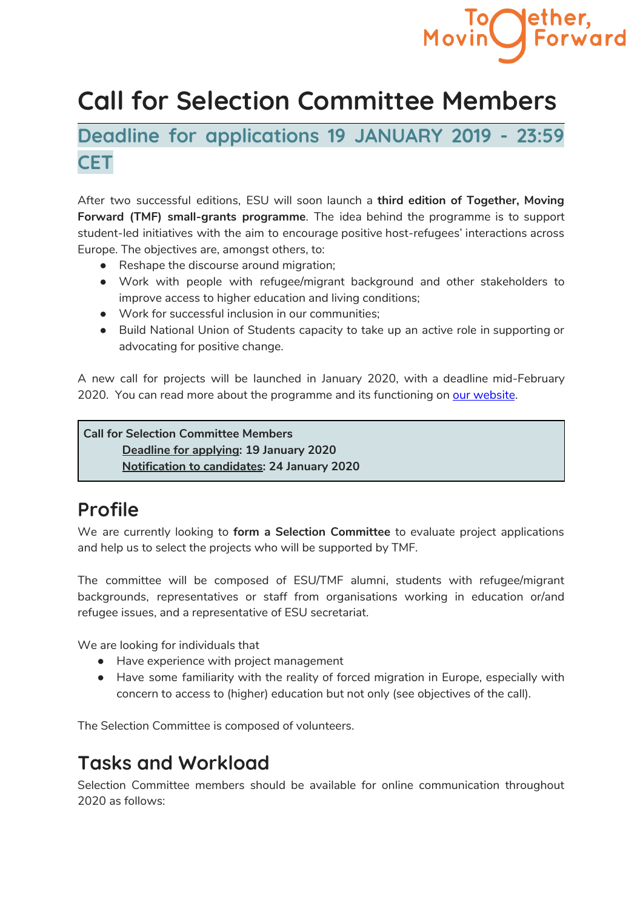Together, Moving Forward

# Call for Selection Committee Members

## Deadline for applications 19 JANUARY 2019 - 23:59 CET

After two successful editions, ESU will soon launch a **third edition of Together, Moving Forward (TMF) small-grants programme**. The idea behind the programme is to support student-led initiatives with the aim to encourage positive host-refugees' interactions across Europe. The objectives are, amongst others, to:

- Reshape the discourse around migration;
- Work with people with refugee/migrant background and other stakeholders to improve access to higher education and living conditions;
- Work for successful inclusion in our communities;
- Build National Union of Students capacity to take up an active role in supporting or advocating for positive change.

A new call for projects will be launched in January 2020, with a deadline mid-February 2020. You can read more about the programme and its functioning on our website.

**Call for Selection Committee Members**

**Deadline for applying: 19 January 2020**

**Notification to candidates: 24 January 2020**

## Profile

We are currently looking to **form a Selection Committee** to evaluate project applications and help us to select the projects who will be supported by TMF.

The committee will be composed of ESU/TMF alumni, students with refugee/migrant backgrounds, representatives or staff from organisations working in education or/and refugee issues, and a representative of ESU secretariat.

We are looking for individuals that

- Have experience with project management
- Have some familiarity with the reality of forced migration in Europe, especially with concern to access to (higher) education but not only (see objectives of the call).

The Selection Committee is composed of volunteers.

## Tasks and Workload

Selection Committee members should be available for online communication throughout 2020 as follows: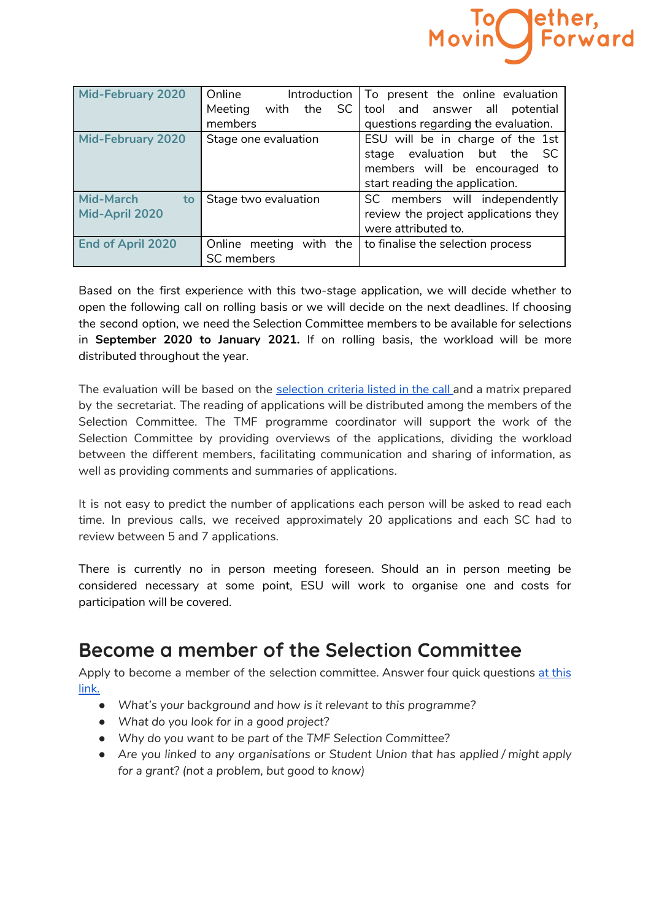| Mid-February 2020 | Online Introduction Meeting with the SC members | To present the online evaluation tool and answer all potential questions regarding the evaluation. |
|---|---|---|
| Mid-February 2020 | Stage one evaluation | ESU will be in charge of the 1st stage evaluation but the SC members will be encouraged to start reading the application. |
| Mid-March to Mid-April 2020 | Stage two evaluation | SC members will independently review the project applications they were attributed to. |
| End of April 2020 | Online meeting with the SC members | to finalise the selection process |

Based on the first experience with this two-stage application, we will decide whether to open the following call on rolling basis or we will decide on the next deadlines. If choosing the second option, we need the Selection Committee members to be available for selections in **September 2020 to January 2021.** If on rolling basis, the workload will be more distributed throughout the year.

The evaluation will be based on the [selection criteria listed in the call](#) and a matrix prepared by the secretariat. The reading of applications will be distributed among the members of the Selection Committee. The TMF programme coordinator will support the work of the Selection Committee by providing overviews of the applications, dividing the workload between the different members, facilitating communication and sharing of information, as well as providing comments and summaries of applications.

It is not easy to predict the number of applications each person will be asked to read each time. In previous calls, we received approximately 20 applications and each SC had to review between 5 and 7 applications.

There is currently no in person meeting foreseen. Should an in person meeting be considered necessary at some point, ESU will work to organise one and costs for participation will be covered.

## Become a member of the Selection Committee

Apply to become a member of the selection committee. Answer four quick questions [at this link.](#)

- *What's your background and how is it relevant to this programme?*
- *What do you look for in a good project?*
- *Why do you want to be part of the TMF Selection Committee?*
- *Are you linked to any organisations or Student Union that has applied / might apply for a grant? (not a problem, but good to know)*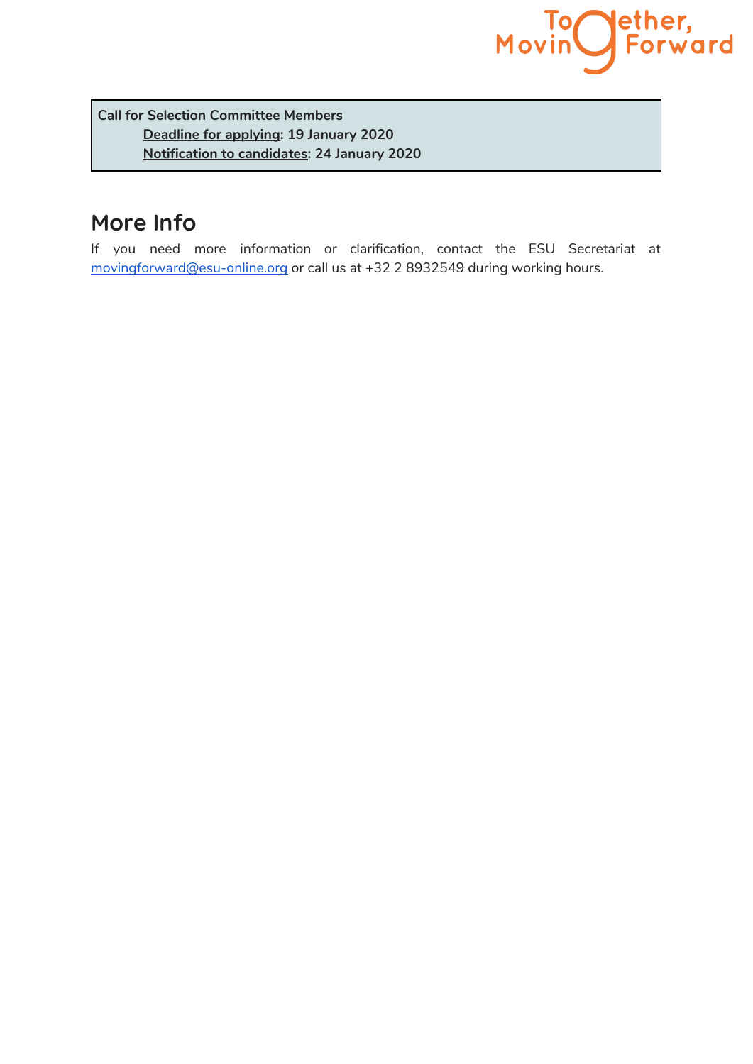**Call for Selection Committee Members**

**Deadline for applying: 19 January 2020**

**Notification to candidates: 24 January 2020**

## More Info

If you need more information or clarification, contact the ESU Secretariat at movingforward@esu-online.org or call us at +32 2 8932549 during working hours.